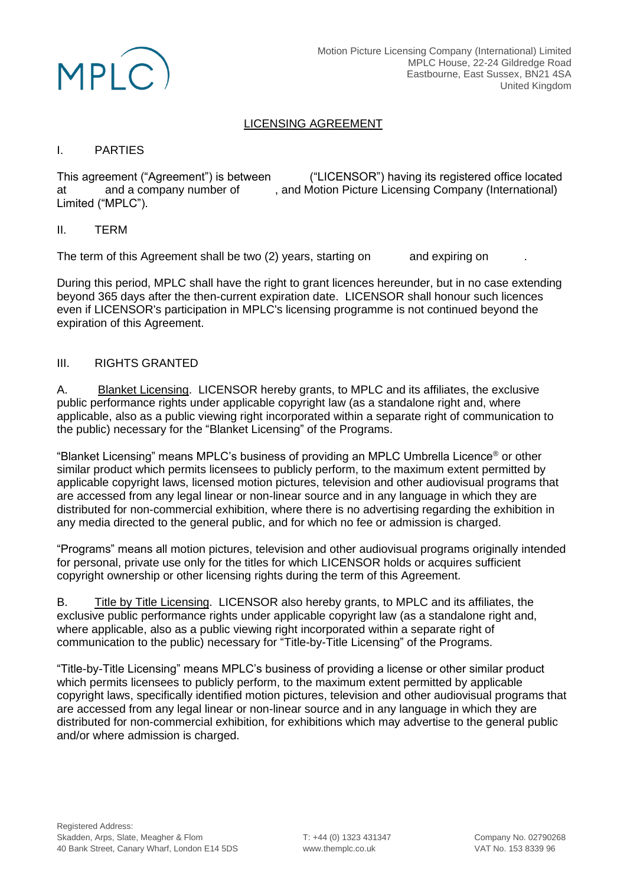# LICENSING AGREEMENT

## I. PARTIES

This agreement ("Agreement") is between ("LICENSOR") having its registered office located at and a company number of , and Motion Picture Licensing Company (International) Limited ("MPLC").

## II. TERM

The term of this Agreement shall be two (2) years, starting on and expiring on .

During this period, MPLC shall have the right to grant licences hereunder, but in no case extending beyond 365 days after the then-current expiration date. LICENSOR shall honour such licences even if LICENSOR's participation in MPLC's licensing programme is not continued beyond the expiration of this Agreement.

## III. RIGHTS GRANTED

A. Blanket Licensing. LICENSOR hereby grants, to MPLC and its affiliates, the exclusive public performance rights under applicable copyright law (as a standalone right and, where applicable, also as a public viewing right incorporated within a separate right of communication to the public) necessary for the "Blanket Licensing" of the Programs.

"Blanket Licensing" means MPLC's business of providing an MPLC Umbrella Licence® or other similar product which permits licensees to publicly perform, to the maximum extent permitted by applicable copyright laws, licensed motion pictures, television and other audiovisual programs that are accessed from any legal linear or non-linear source and in any language in which they are distributed for non-commercial exhibition, where there is no advertising regarding the exhibition in any media directed to the general public, and for which no fee or admission is charged.

"Programs" means all motion pictures, television and other audiovisual programs originally intended for personal, private use only for the titles for which LICENSOR holds or acquires sufficient copyright ownership or other licensing rights during the term of this Agreement.

B. Title by Title Licensing. LICENSOR also hereby grants, to MPLC and its affiliates, the exclusive public performance rights under applicable copyright law (as a standalone right and, where applicable, also as a public viewing right incorporated within a separate right of communication to the public) necessary for "Title-by-Title Licensing" of the Programs.

"Title-by-Title Licensing" means MPLC's business of providing a license or other similar product which permits licensees to publicly perform, to the maximum extent permitted by applicable copyright laws, specifically identified motion pictures, television and other audiovisual programs that are accessed from any legal linear or non-linear source and in any language in which they are distributed for non-commercial exhibition, for exhibitions which may advertise to the general public and/or where admission is charged.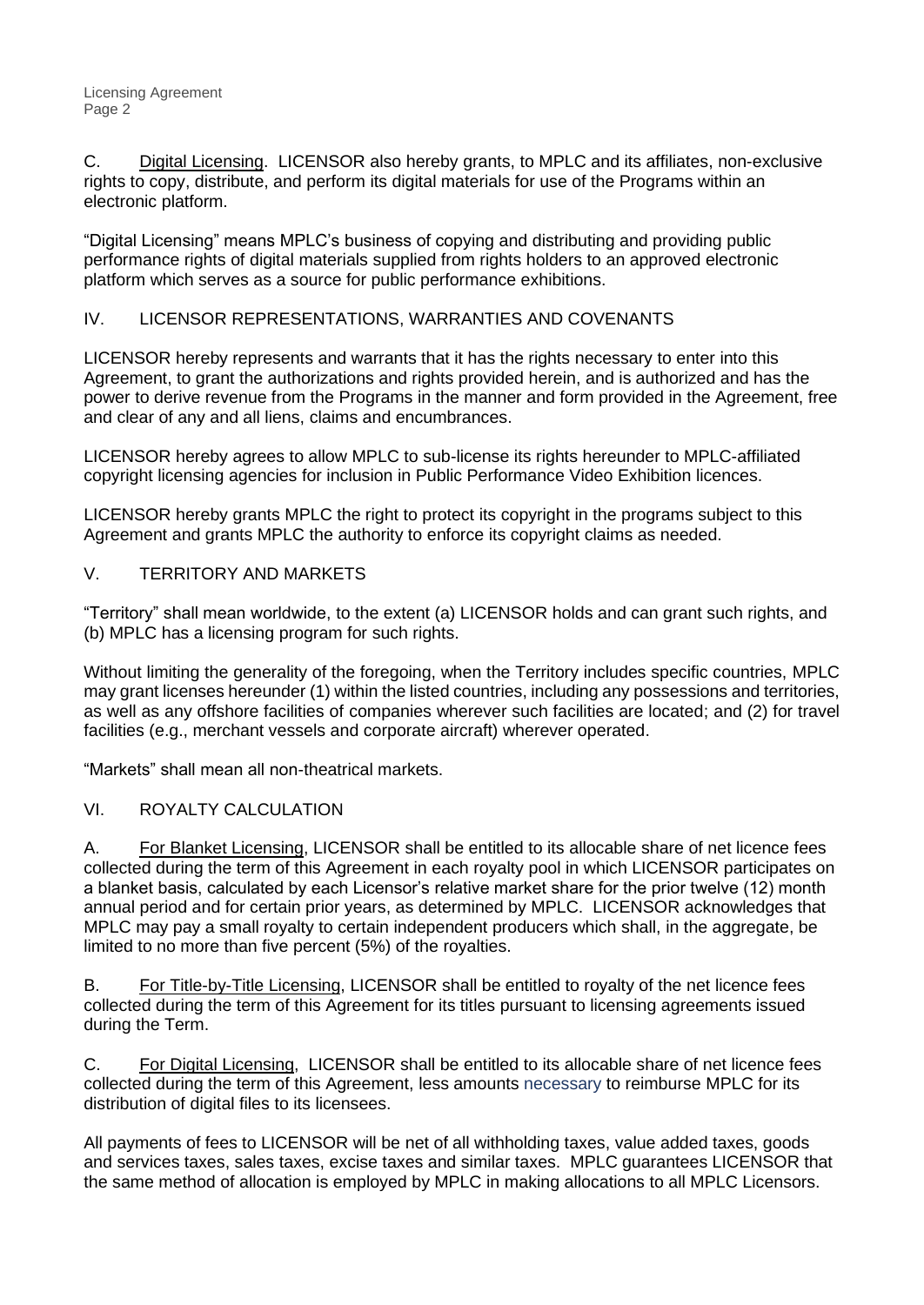C. <u>Digital Licensing</u>. LICENSOR also hereby grants, to MPLC and its affiliates, non-exclusive rights to copy, distribute, and perform its digital materials for use of the Programs within an electronic platform.

"Digital Licensing" means MPLC's business of copying and distributing and providing public performance rights of digital materials supplied from rights holders to an approved electronic platform which serves as a source for public performance exhibitions.

## IV. LICENSOR REPRESENTATIONS, WARRANTIES AND COVENANTS

LICENSOR hereby represents and warrants that it has the rights necessary to enter into this Agreement, to grant the authorizations and rights provided herein, and is authorized and has the power to derive revenue from the Programs in the manner and form provided in the Agreement, free and clear of any and all liens, claims and encumbrances.

LICENSOR hereby agrees to allow MPLC to sub-license its rights hereunder to MPLC-affiliated copyright licensing agencies for inclusion in Public Performance Video Exhibition licences.

LICENSOR hereby grants MPLC the right to protect its copyright in the programs subject to this Agreement and grants MPLC the authority to enforce its copyright claims as needed.

## V. TERRITORY AND MARKETS

"Territory" shall mean worldwide, to the extent (a) LICENSOR holds and can grant such rights, and (b) MPLC has a licensing program for such rights.

Without limiting the generality of the foregoing, when the Territory includes specific countries, MPLC may grant licenses hereunder (1) within the listed countries, including any possessions and territories, as well as any offshore facilities of companies wherever such facilities are located; and (2) for travel facilities (e.g., merchant vessels and corporate aircraft) wherever operated.

"Markets" shall mean all non-theatrical markets.

## VI. ROYALTY CALCULATION

A. <u>For Blanket Licensing</u>, LICENSOR shall be entitled to its allocable share of net licence fees collected during the term of this Agreement in each royalty pool in which LICENSOR participates on a blanket basis, calculated by each Licensor's relative market share for the prior twelve (12) month annual period and for certain prior years, as determined by MPLC. LICENSOR acknowledges that MPLC may pay a small royalty to certain independent producers which shall, in the aggregate, be limited to no more than five percent (5%) of the royalties.

B. <u>For Title-by-Title Licensing</u>, LICENSOR shall be entitled to royalty of the net licence fees collected during the term of this Agreement for its titles pursuant to licensing agreements issued during the Term.

C. <u>For Digital Licensing</u>, LICENSOR shall be entitled to its allocable share of net licence fees collected during the term of this Agreement, less amounts necessary to reimburse MPLC for its distribution of digital files to its licensees.

All payments of fees to LICENSOR will be net of all withholding taxes, value added taxes, goods and services taxes, sales taxes, excise taxes and similar taxes. MPLC guarantees LICENSOR that the same method of allocation is employed by MPLC in making allocations to all MPLC Licensors.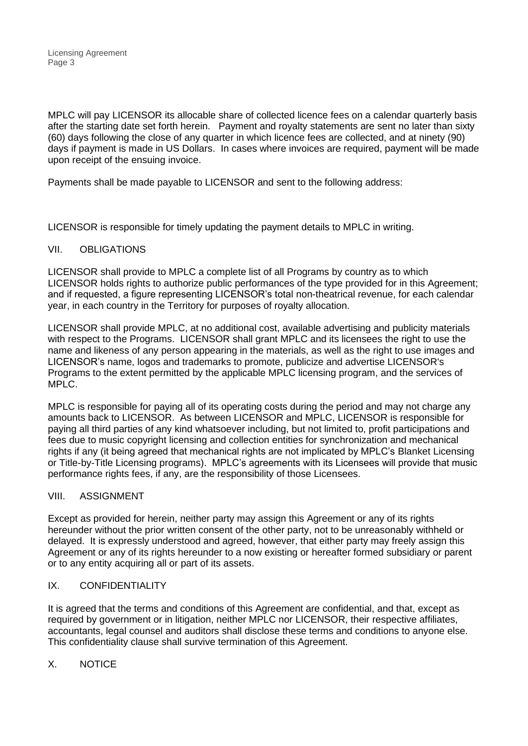MPLC will pay LICENSOR its allocable share of collected licence fees on a calendar quarterly basis after the starting date set forth herein. Payment and royalty statements are sent no later than sixty (60) days following the close of any quarter in which licence fees are collected, and at ninety (90) days if payment is made in US Dollars. In cases where invoices are required, payment will be made upon receipt of the ensuing invoice.

Payments shall be made payable to LICENSOR and sent to the following address:

LICENSOR is responsible for timely updating the payment details to MPLC in writing.

## VII. OBLIGATIONS

LICENSOR shall provide to MPLC a complete list of all Programs by country as to which LICENSOR holds rights to authorize public performances of the type provided for in this Agreement; and if requested, a figure representing LICENSOR's total non-theatrical revenue, for each calendar year, in each country in the Territory for purposes of royalty allocation.

LICENSOR shall provide MPLC, at no additional cost, available advertising and publicity materials with respect to the Programs. LICENSOR shall grant MPLC and its licensees the right to use the name and likeness of any person appearing in the materials, as well as the right to use images and LICENSOR's name, logos and trademarks to promote, publicize and advertise LICENSOR's Programs to the extent permitted by the applicable MPLC licensing program, and the services of MPLC.

MPLC is responsible for paying all of its operating costs during the period and may not charge any amounts back to LICENSOR. As between LICENSOR and MPLC, LICENSOR is responsible for paying all third parties of any kind whatsoever including, but not limited to, profit participations and fees due to music copyright licensing and collection entities for synchronization and mechanical rights if any (it being agreed that mechanical rights are not implicated by MPLC's Blanket Licensing or Title-by-Title Licensing programs). MPLC's agreements with its Licensees will provide that music performance rights fees, if any, are the responsibility of those Licensees.

## VIII. ASSIGNMENT

Except as provided for herein, neither party may assign this Agreement or any of its rights hereunder without the prior written consent of the other party, not to be unreasonably withheld or delayed. It is expressly understood and agreed, however, that either party may freely assign this Agreement or any of its rights hereunder to a now existing or hereafter formed subsidiary or parent or to any entity acquiring all or part of its assets.

## IX. CONFIDENTIALITY

It is agreed that the terms and conditions of this Agreement are confidential, and that, except as required by government or in litigation, neither MPLC nor LICENSOR, their respective affiliates, accountants, legal counsel and auditors shall disclose these terms and conditions to anyone else. This confidentiality clause shall survive termination of this Agreement.

## X. NOTICE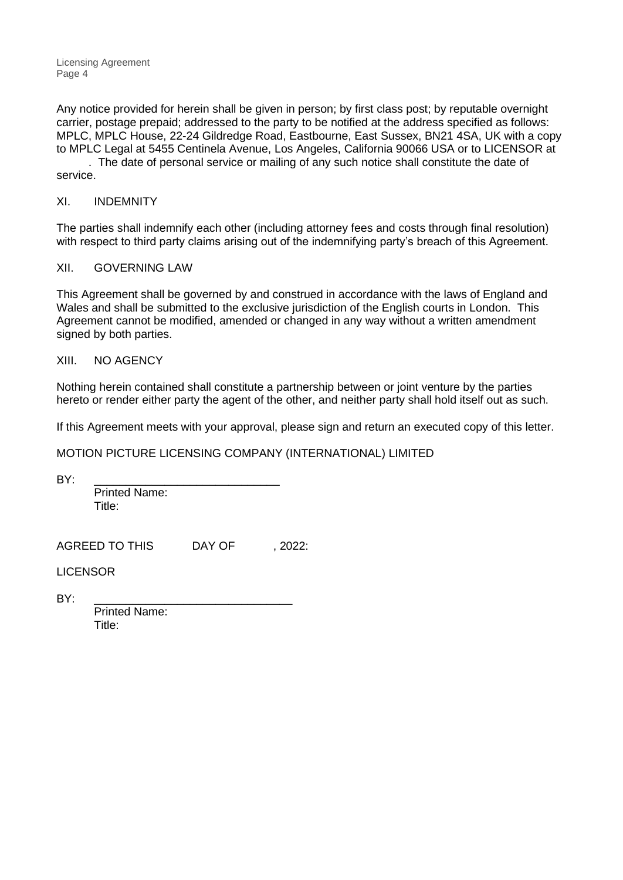Any notice provided for herein shall be given in person; by first class post; by reputable overnight carrier, postage prepaid; addressed to the party to be notified at the address specified as follows: MPLC, MPLC House, 22-24 Gildredge Road, Eastbourne, East Sussex, BN21 4SA, UK with a copy to MPLC Legal at 5455 Centinela Avenue, Los Angeles, California 90066 USA or to LICENSOR at . The date of personal service or mailing of any such notice shall constitute the date of service.

## XI. INDEMNITY

The parties shall indemnify each other (including attorney fees and costs through final resolution) with respect to third party claims arising out of the indemnifying party's breach of this Agreement.

## XII. GOVERNING LAW

This Agreement shall be governed by and construed in accordance with the laws of England and Wales and shall be submitted to the exclusive jurisdiction of the English courts in London. This Agreement cannot be modified, amended or changed in any way without a written amendment signed by both parties.

## XIII. NO AGENCY

Nothing herein contained shall constitute a partnership between or joint venture by the parties hereto or render either party the agent of the other, and neither party shall hold itself out as such.

If this Agreement meets with your approval, please sign and return an executed copy of this letter.

MOTION PICTURE LICENSING COMPANY (INTERNATIONAL) LIMITED

BY: \_\_\_\_\_\_\_\_\_\_\_\_\_\_\_\_\_\_\_\_\_\_\_\_\_\_\_\_\_\_
Printed Name:
Title:

AGREED TO THIS DAY OF , 2022:

LICENSOR

BY: \_\_\_\_\_\_\_\_\_\_\_\_\_\_\_\_\_\_\_\_\_\_\_\_\_\_\_\_\_\_\_\_
Printed Name:
Title: